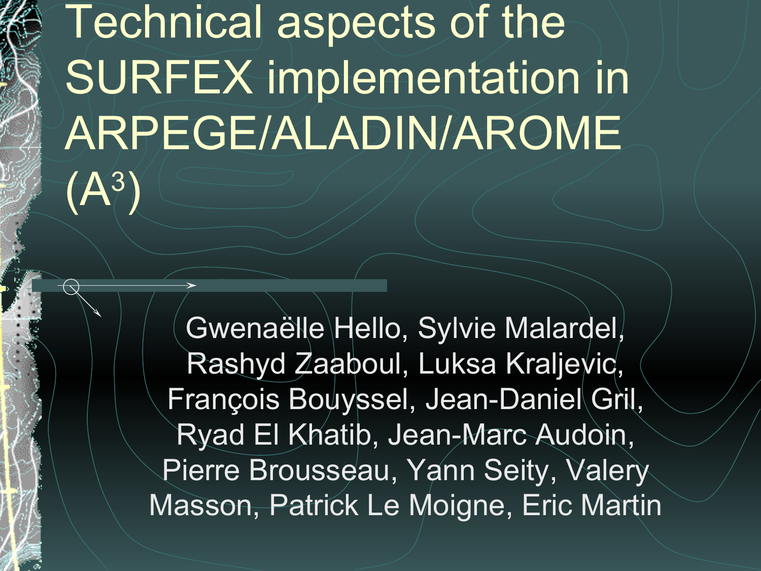# Technical aspects of the SURFEX implementation in ARPEGE/ALADIN/AROME ($A^3$)

Gwenaëlle Hello, Sylvie Malardel, Rashyd Zaaboul, Luksa Kraljevic, François Bouyssel, Jean-Daniel Gril, Ryad El Khatib, Jean-Marc Audoin, Pierre Brousseau, Yann Seity, Valery Masson, Patrick Le Moigne, Eric Martin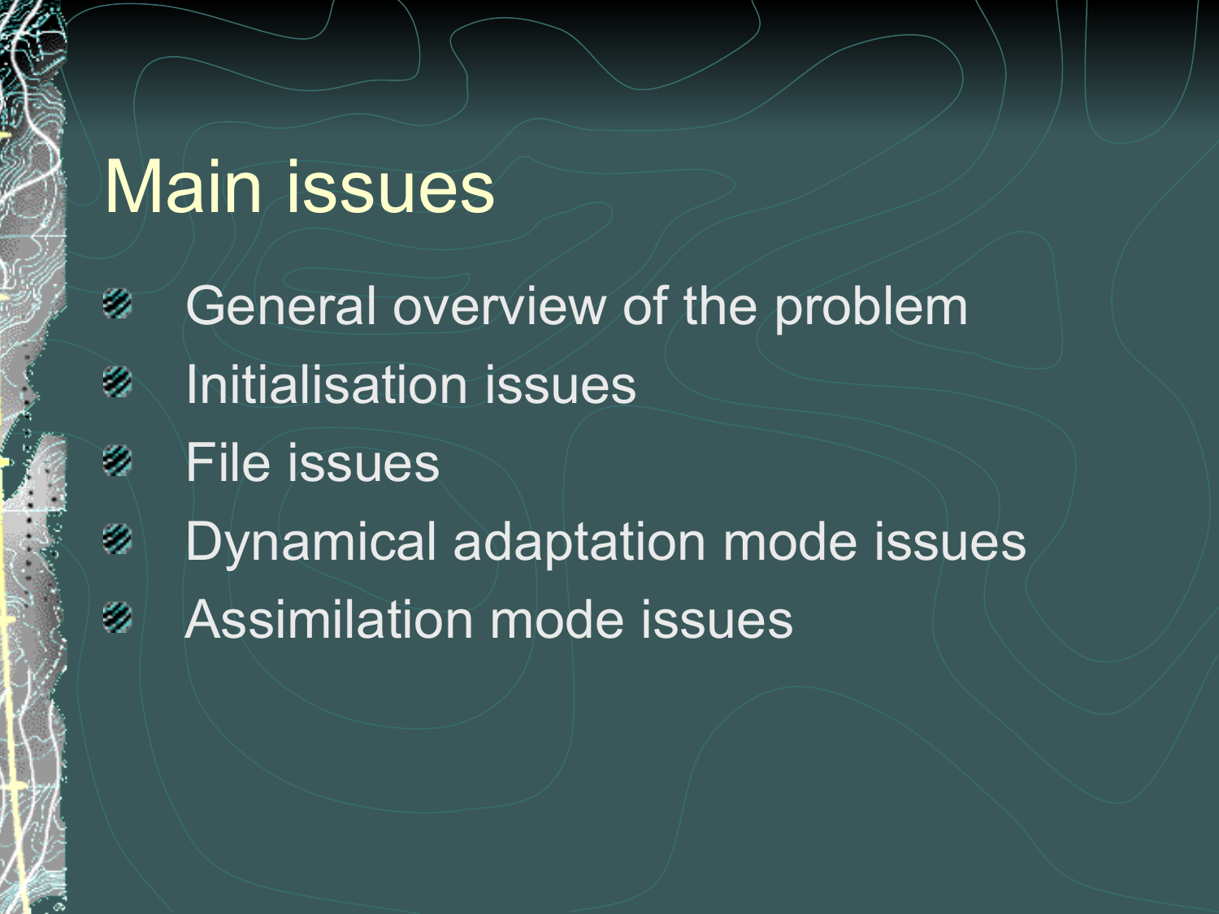# Main issues

- General overview of the problem
- Initialisation issues
- File issues
- Dynamical adaptation mode issues
- Assimilation mode issues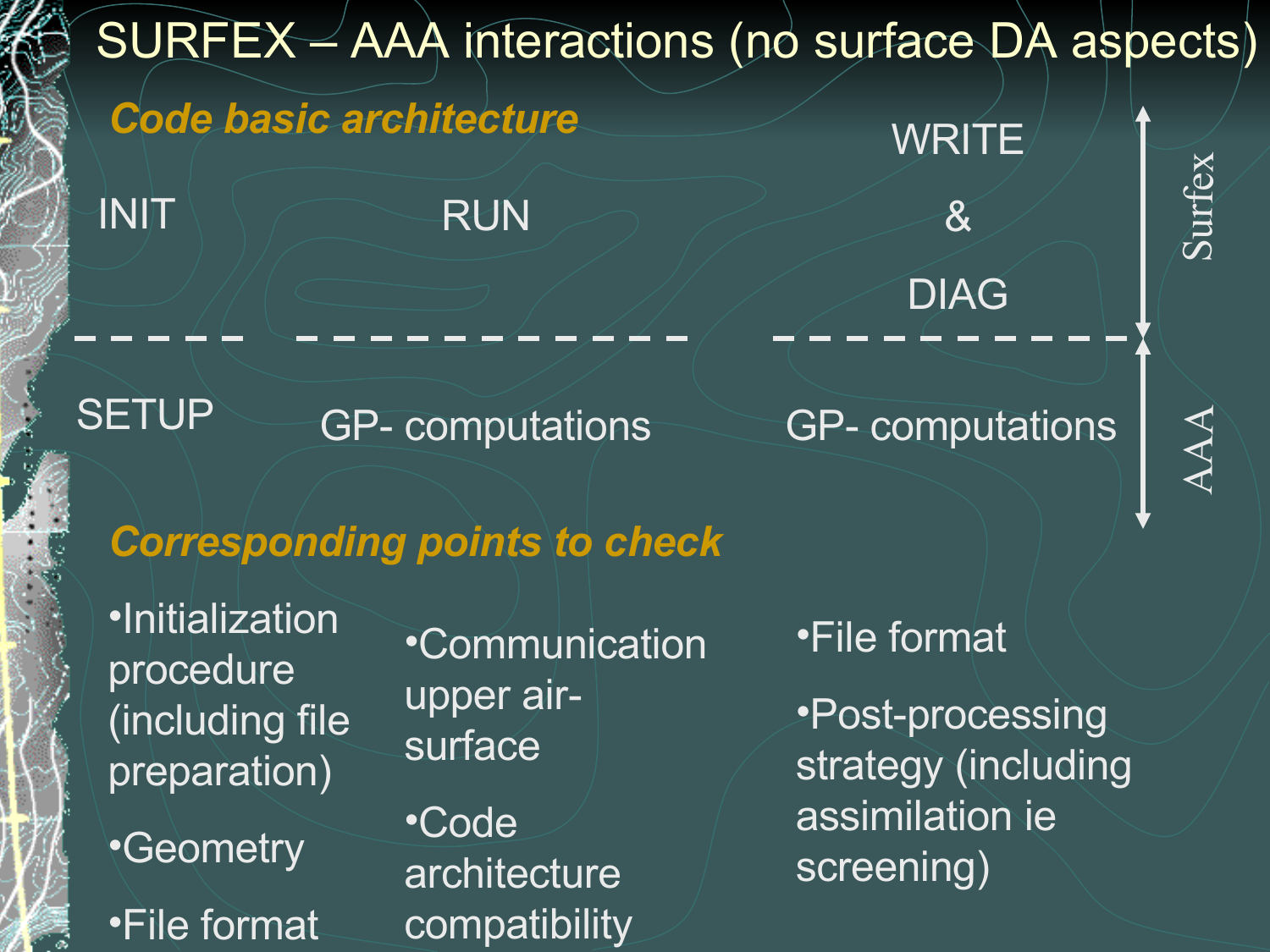# SURFEX – AAA interactions (no surface DA aspects)

## *Code basic architecture*

| | INIT | RUN | WRITE & DIAG |
|---|---|---|---|
| Surfex | INIT | RUN | WRITE & DIAG |
| AAA | SETUP | GP- computations | GP- computations |

## *Corresponding points to check*

- Initialization procedure (including file preparation)
- Geometry
- File format

- Communication upper air-surface
- Code architecture compatibility

- File format
- Post-processing strategy (including assimilation ie screening)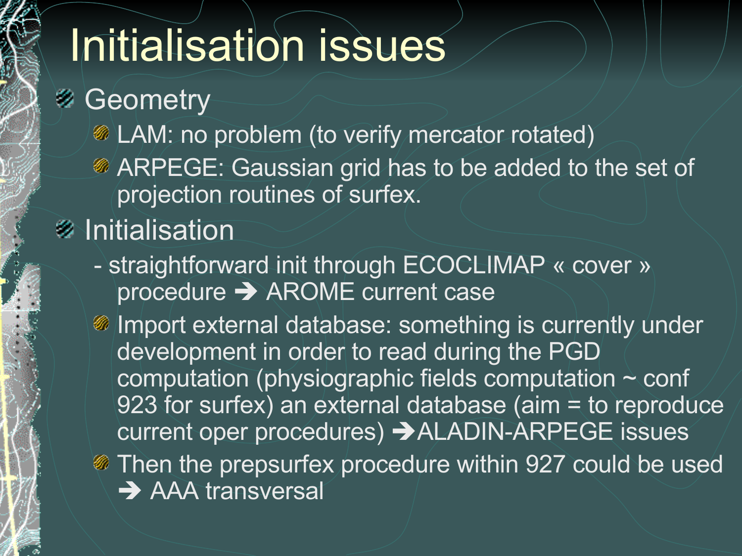# Initialisation issues

- Geometry
  - LAM: no problem (to verify mercator rotated)
  - ARPEGE: Gaussian grid has to be added to the set of projection routines of surfex.
- Initialisation
  - straightforward init through ECOCLIMAP « cover » procedure ➔ AROME current case
  - Import external database: something is currently under development in order to read during the PGD computation (physiographic fields computation ~ conf 923 for surfex) an external database (aim = to reproduce current oper procedures) ➔ALADIN-ARPEGE issues
  - Then the prepsurfex procedure within 927 could be used ➔ AAA transversal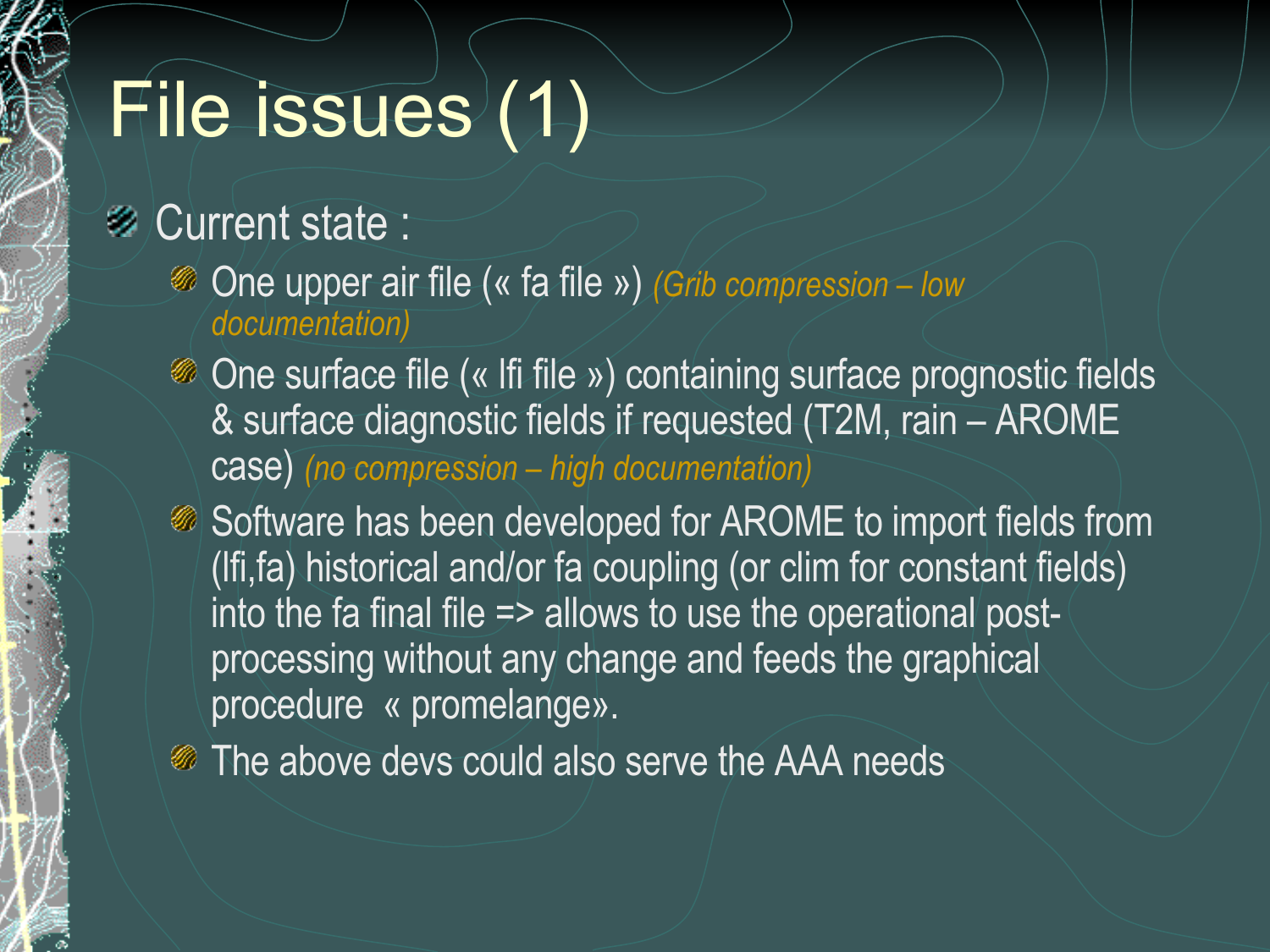# File issues (1)

- Current state :
  - One upper air file (« fa file ») *(Grib compression – low documentation)*
  - One surface file (« lfi file ») containing surface prognostic fields & surface diagnostic fields if requested (T2M, rain – AROME case) *(no compression – high documentation)*
  - Software has been developed for AROME to import fields from (lfi,fa) historical and/or fa coupling (or clim for constant fields) into the fa final file => allows to use the operational post-processing without any change and feeds the graphical procedure « promelange».
  - The above devs could also serve the AAA needs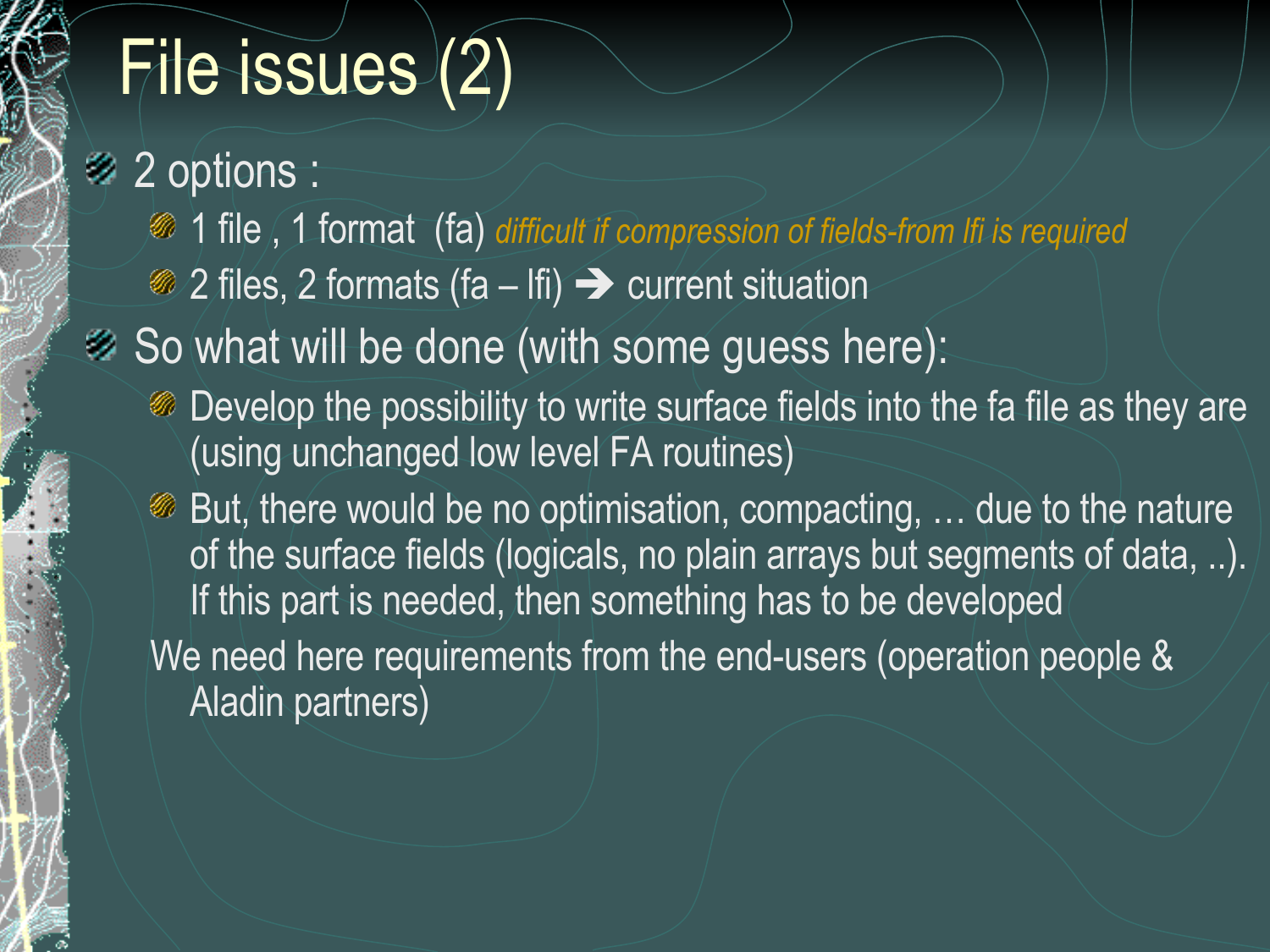# File issues (2)

- 2 options :
  - 1 file , 1 format (fa) *difficult if compression of fields-from lfi is required*
  - 2 files, 2 formats (fa – lfi) ➔ current situation
- So what will be done (with some guess here):
  - Develop the possibility to write surface fields into the fa file as they are (using unchanged low level FA routines)
  - But, there would be no optimisation, compacting, … due to the nature of the surface fields (logicals, no plain arrays but segments of data, ..). If this part is needed, then something has to be developed

We need here requirements from the end-users (operation people & Aladin partners)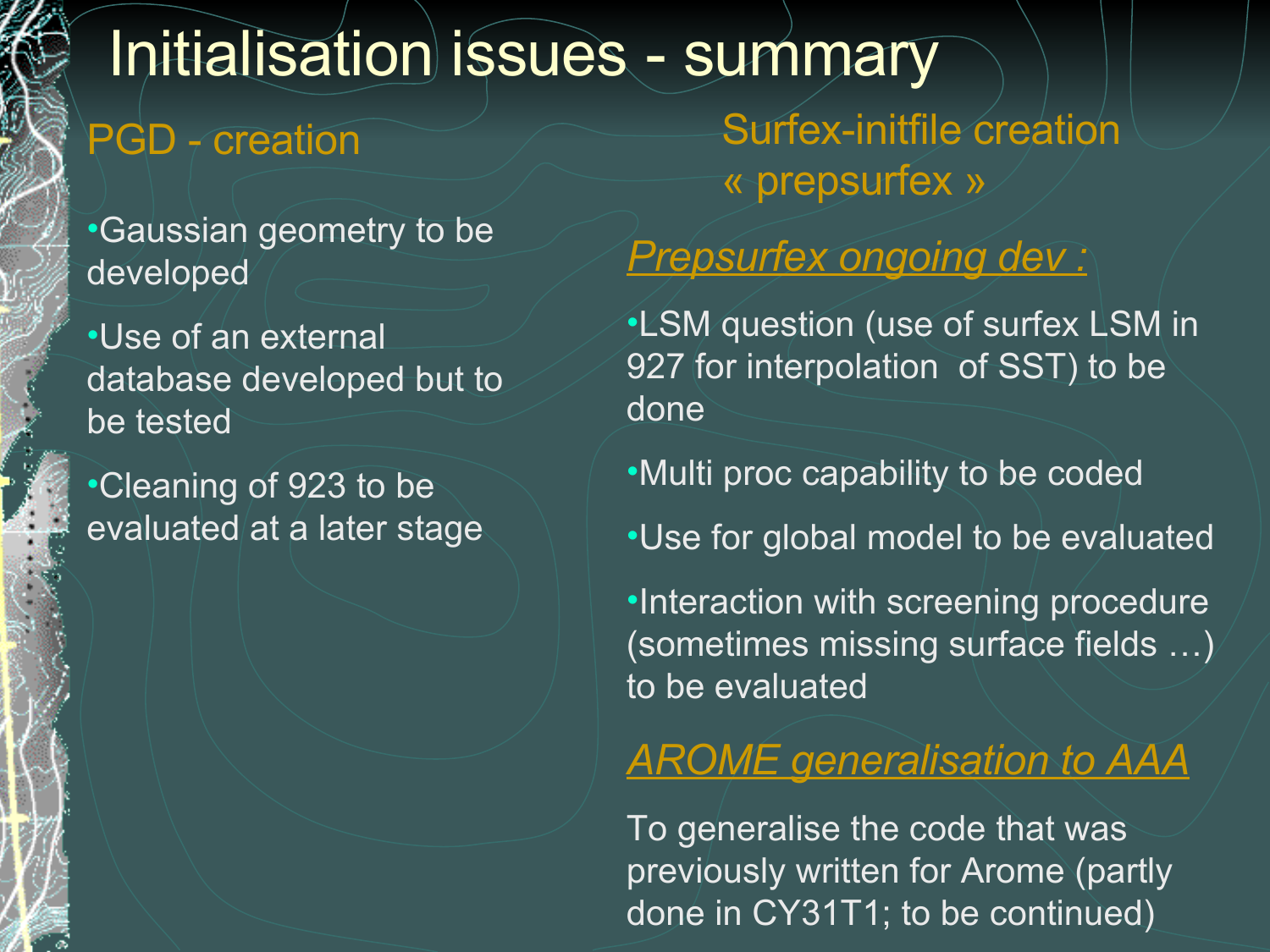# Initialisation issues - summary

## PGD - creation

- Gaussian geometry to be developed
- Use of an external database developed but to be tested
- Cleaning of 923 to be evaluated at a later stage

## Surfex-initfile creation « prepsurfex »

### *Prepsurfex ongoing dev :*

- LSM question (use of surfex LSM in 927 for interpolation of SST) to be done
- Multi proc capability to be coded
- Use for global model to be evaluated
- Interaction with screening procedure (sometimes missing surface fields …) to be evaluated

### *AROME generalisation to AAA*

To generalise the code that was previously written for Arome (partly done in CY31T1; to be continued)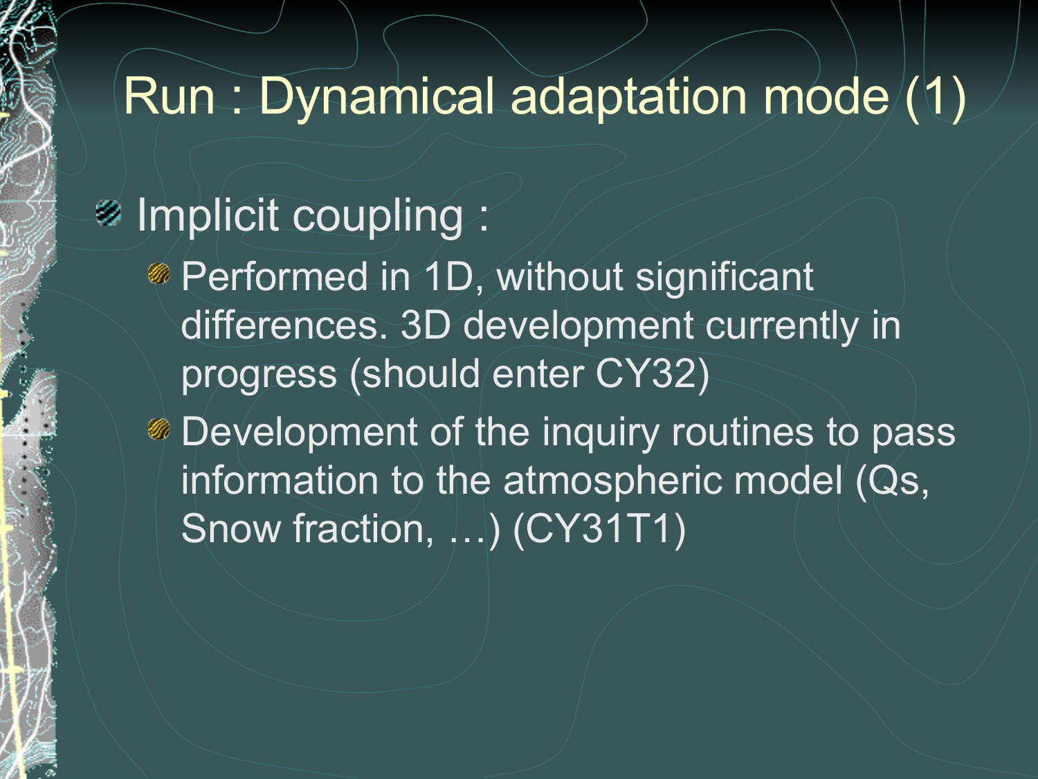# Run : Dynamical adaptation mode (1)

- Implicit coupling :
  - Performed in 1D, without significant differences. 3D development currently in progress (should enter CY32)
  - Development of the inquiry routines to pass information to the atmospheric model (Qs, Snow fraction, …) (CY31T1)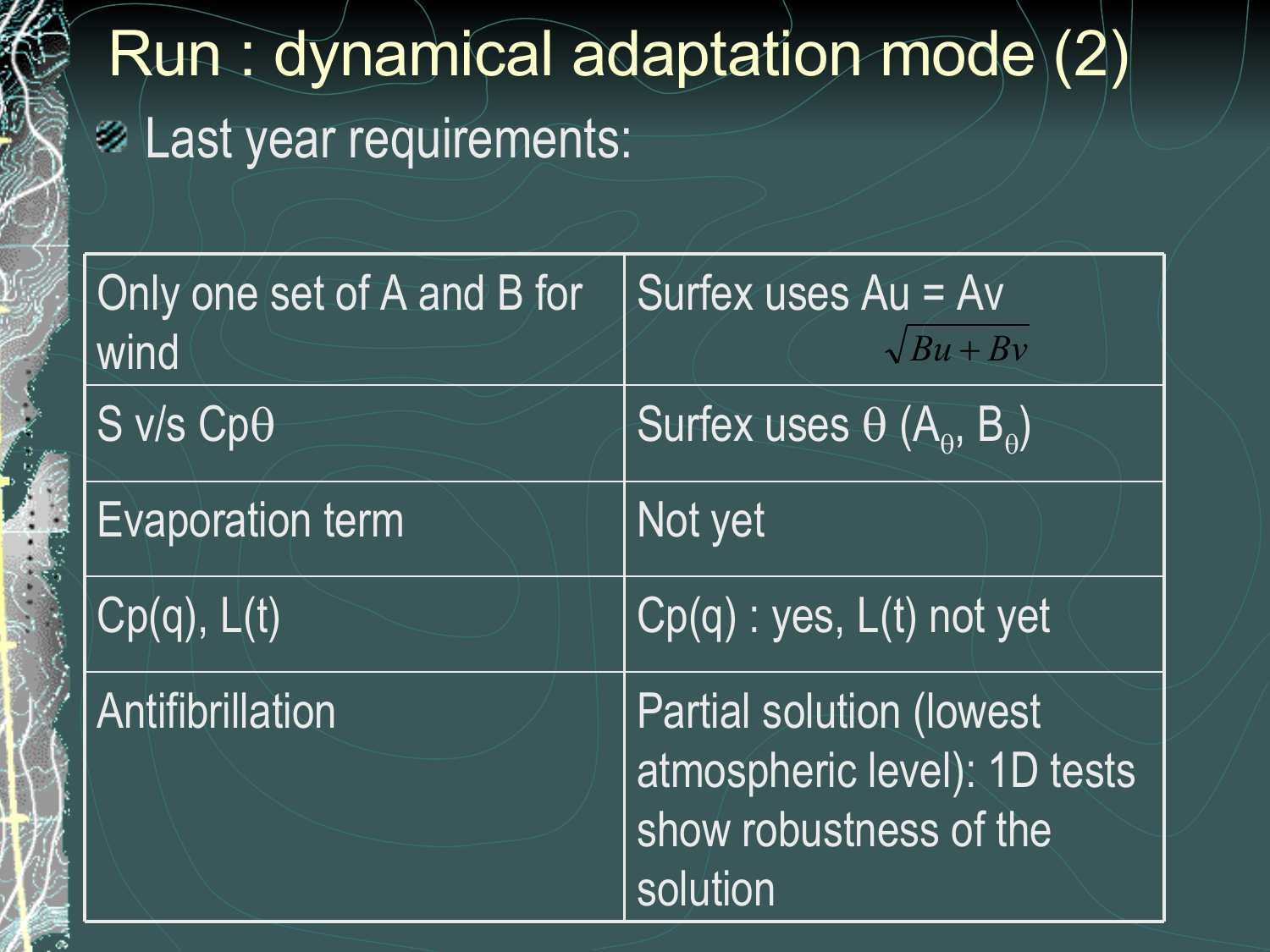# Run : dynamical adaptation mode (2)

- Last year requirements:

| | |
|---|---|
| Only one set of A and B for wind | Surfex uses Au = Av $\sqrt{Bu+Bv}$ |
| S v/s Cp$\theta$ | Surfex uses $\theta$ ($A_\theta$, $B_\theta$) |
| Evaporation term | Not yet |
| Cp(q), L(t) | Cp(q) : yes, L(t) not yet |
| Antifibrillation | Partial solution (lowest atmospheric level): 1D tests show robustness of the solution |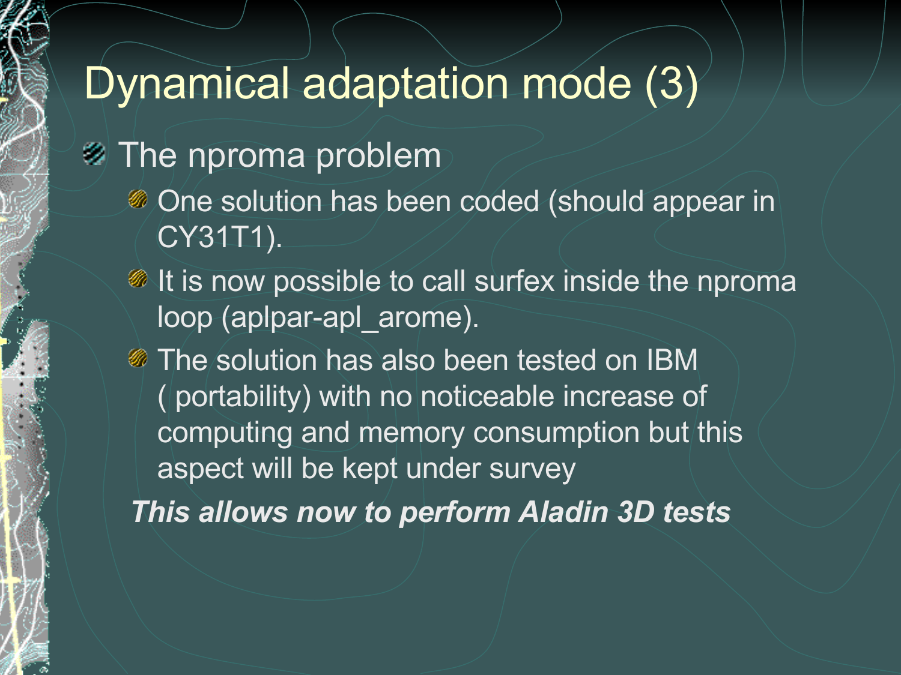# Dynamical adaptation mode (3)

- The nproma problem
  - One solution has been coded (should appear in CY31T1).
  - It is now possible to call surfex inside the nproma loop (aplpar-apl_arome).
  - The solution has also been tested on IBM ( portability) with no noticeable increase of computing and memory consumption but this aspect will be kept under survey

***This allows now to perform Aladin 3D tests***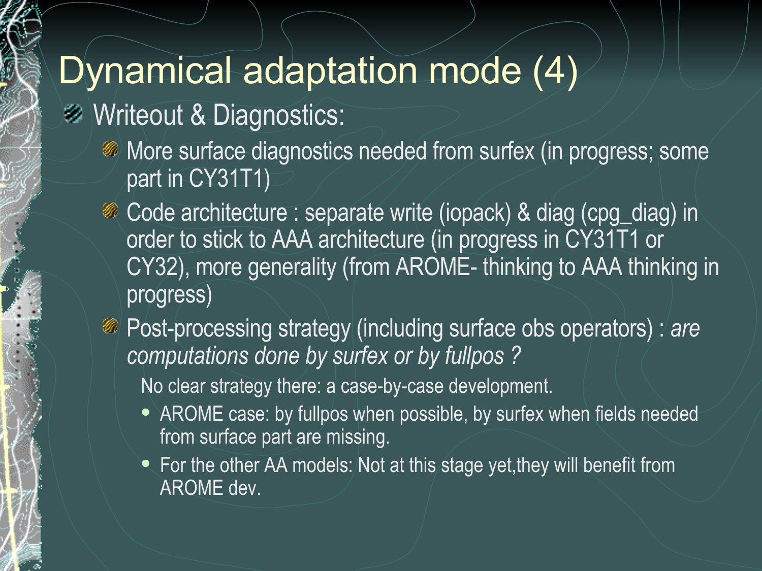# Dynamical adaptation mode (4)

- Writeout & Diagnostics:
  - More surface diagnostics needed from surfex (in progress; some part in CY31T1)
  - Code architecture : separate write (iopack) & diag (cpg_diag) in order to stick to AAA architecture (in progress in CY31T1 or CY32), more generality (from AROME- thinking to AAA thinking in progress)
  - Post-processing strategy (including surface obs operators) : *are computations done by surfex or by fullpos ?*

    No clear strategy there: a case-by-case development.

    - AROME case: by fullpos when possible, by surfex when fields needed from surface part are missing.
    - For the other AA models: Not at this stage yet,they will benefit from AROME dev.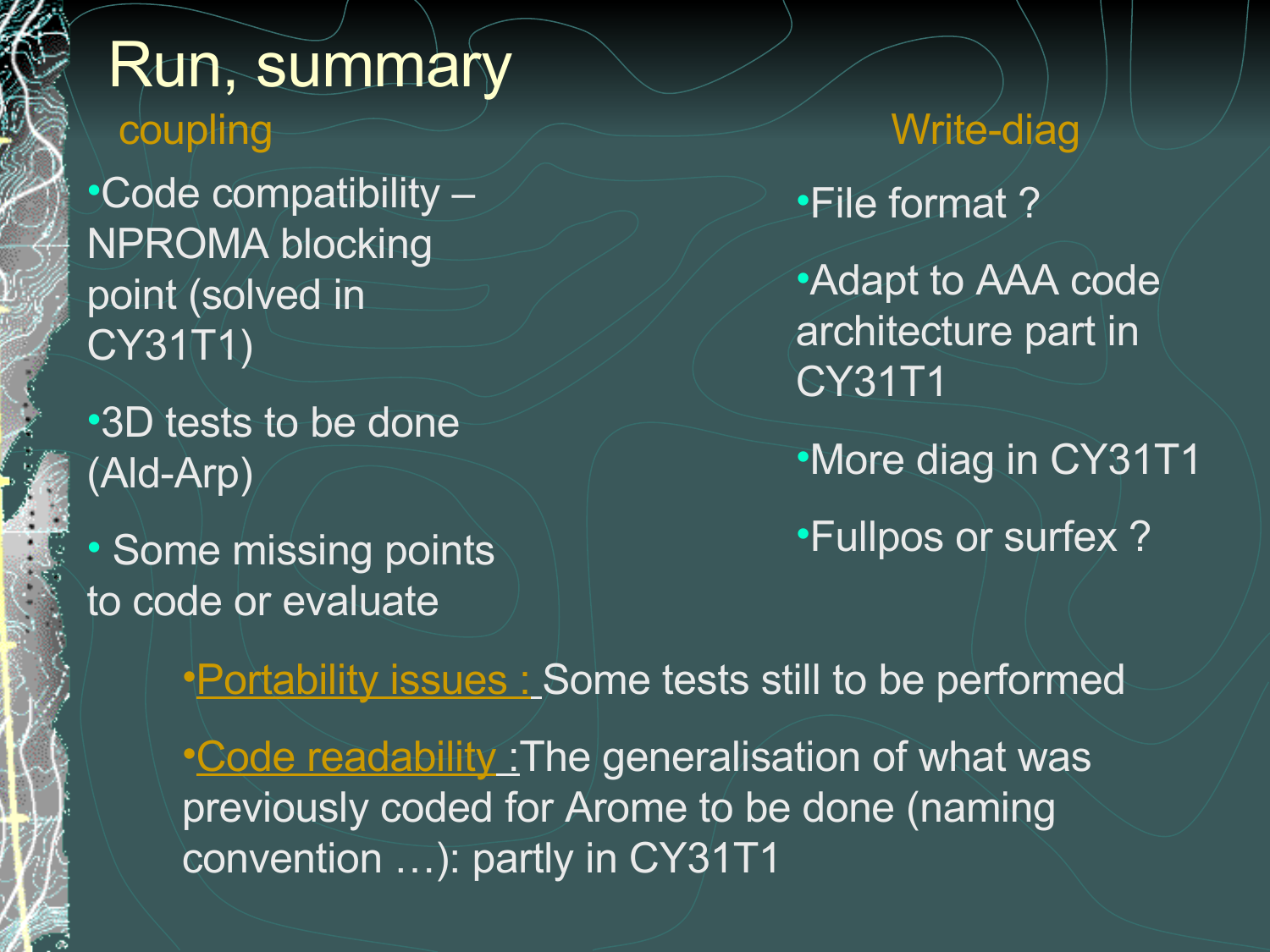# Run, summary

## coupling

- Code compatibility – NPROMA blocking point (solved in CY31T1)
- 3D tests to be done (Ald-Arp)
- Some missing points to code or evaluate

## Write-diag

- File format ?
- Adapt to AAA code architecture part in CY31T1
- More diag in CY31T1
- Fullpos or surfex ?

---

- Portability issues : Some tests still to be performed
- Code readability :The generalisation of what was previously coded for Arome to be done (naming convention …): partly in CY31T1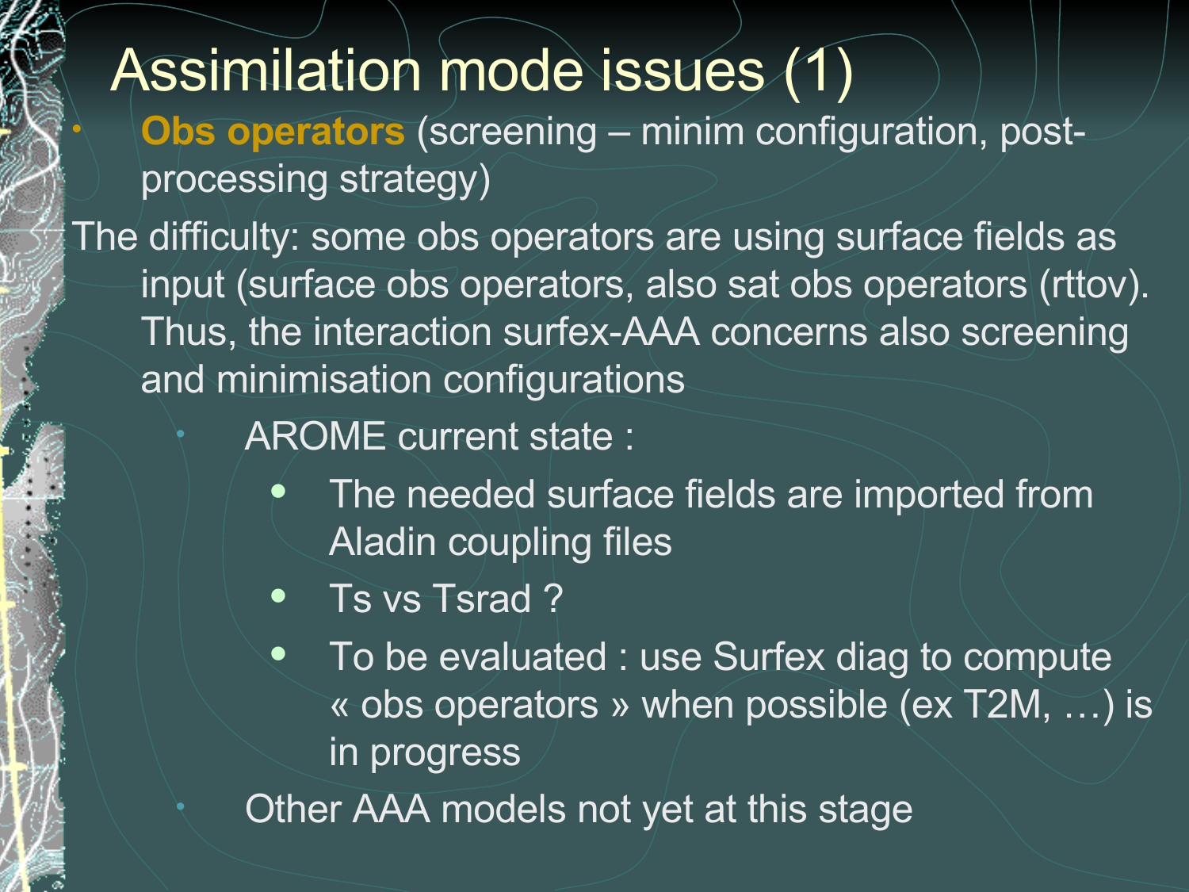# Assimilation mode issues (1)

- **Obs operators** (screening – minim configuration, post-processing strategy)

The difficulty: some obs operators are using surface fields as input (surface obs operators, also sat obs operators (rttov). Thus, the interaction surfex-AAA concerns also screening and minimisation configurations

- AROME current state :
  - The needed surface fields are imported from Aladin coupling files
  - Ts vs Tsrad ?
  - To be evaluated : use Surfex diag to compute « obs operators » when possible (ex T2M, …) is in progress
- Other AAA models not yet at this stage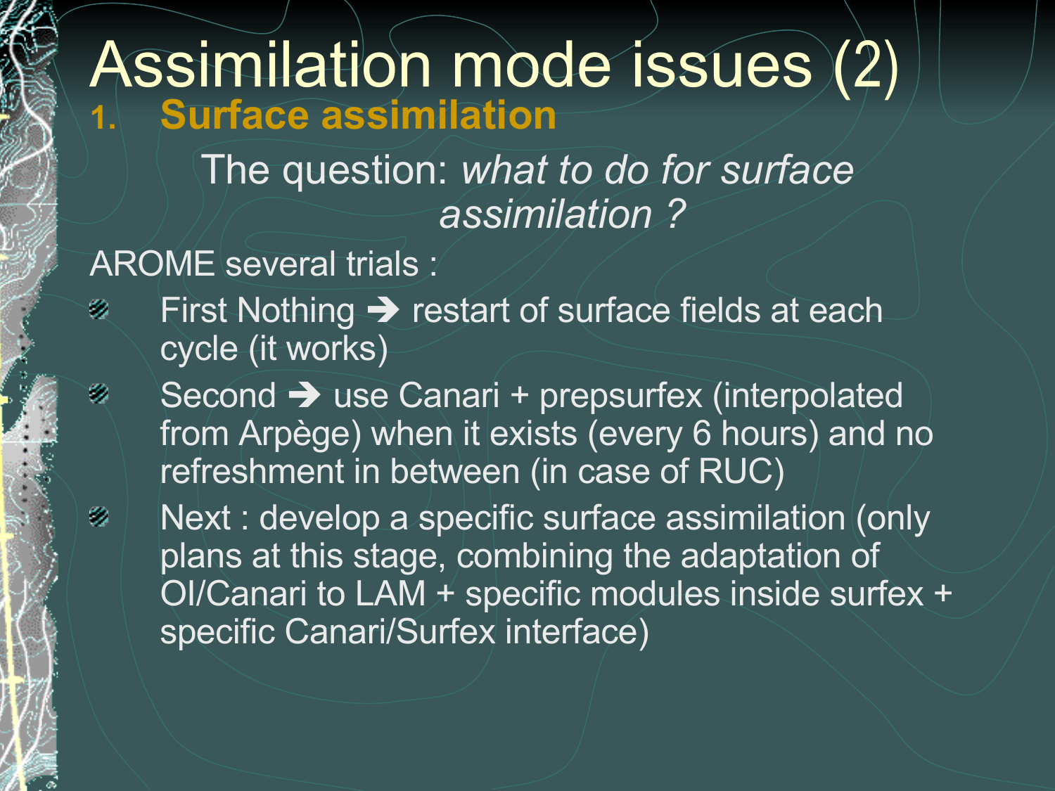# Assimilation mode issues (2)

1. **Surface assimilation**

The question: *what to do for surface assimilation ?*

AROME several trials :

- First Nothing ➔ restart of surface fields at each cycle (it works)
- Second ➔ use Canari + prepsurfex (interpolated from Arpège) when it exists (every 6 hours) and no refreshment in between (in case of RUC)
- Next : develop a specific surface assimilation (only plans at this stage, combining the adaptation of OI/Canari to LAM + specific modules inside surfex + specific Canari/Surfex interface)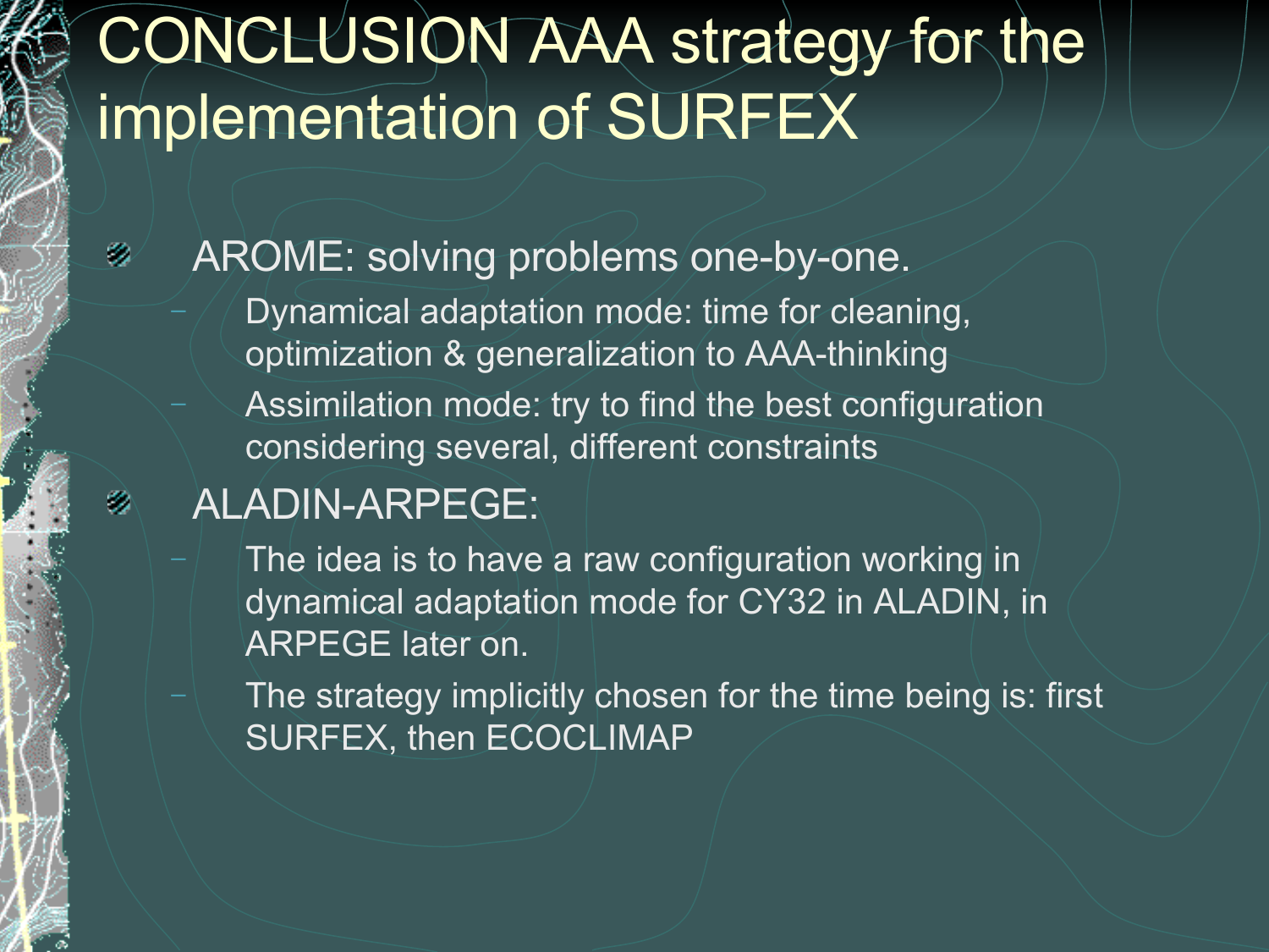# CONCLUSION AAA strategy for the implementation of SURFEX

- AROME: solving problems one-by-one.
  - Dynamical adaptation mode: time for cleaning, optimization & generalization to AAA-thinking
  - Assimilation mode: try to find the best configuration considering several, different constraints
- ALADIN-ARPEGE:
  - The idea is to have a raw configuration working in dynamical adaptation mode for CY32 in ALADIN, in ARPEGE later on.
  - The strategy implicitly chosen for the time being is: first SURFEX, then ECOCLIMAP